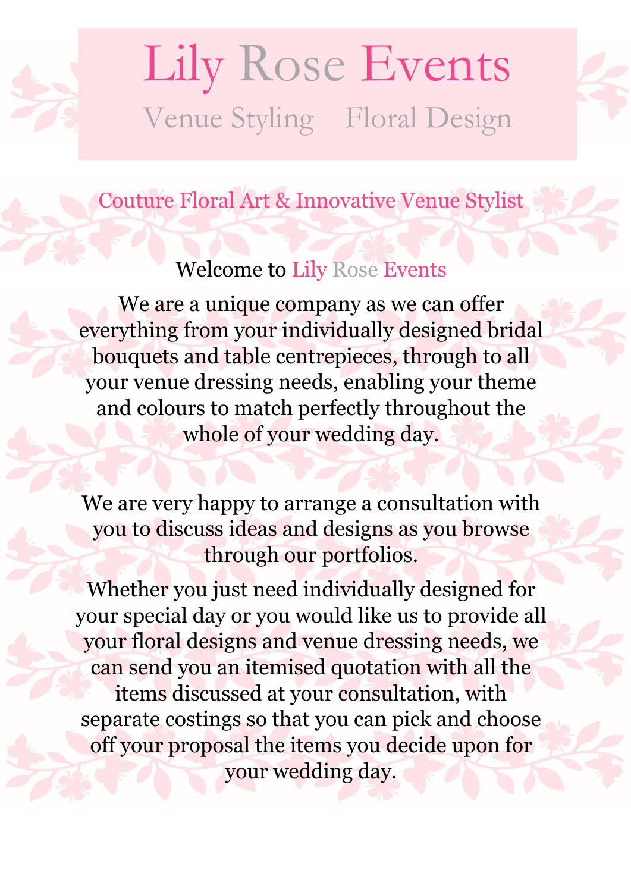# Lily Rose Events

## Venue Styling Floral Design

Couture Floral Art & Innovative Venue Stylist

Welcome to Lily Rose Events

We are a unique company as we can offer everything from your individually designed bridal bouquets and table centrepieces, through to all your venue dressing needs, enabling your theme and colours to match perfectly throughout the whole of your wedding day.

We are very happy to arrange a consultation with you to discuss ideas and designs as you browse through our portfolios.

Whether you just need individually designed for your special day or you would like us to provide all your floral designs and venue dressing needs, we can send you an itemised quotation with all the items discussed at your consultation, with separate costings so that you can pick and choose off your proposal the items you decide upon for your wedding day.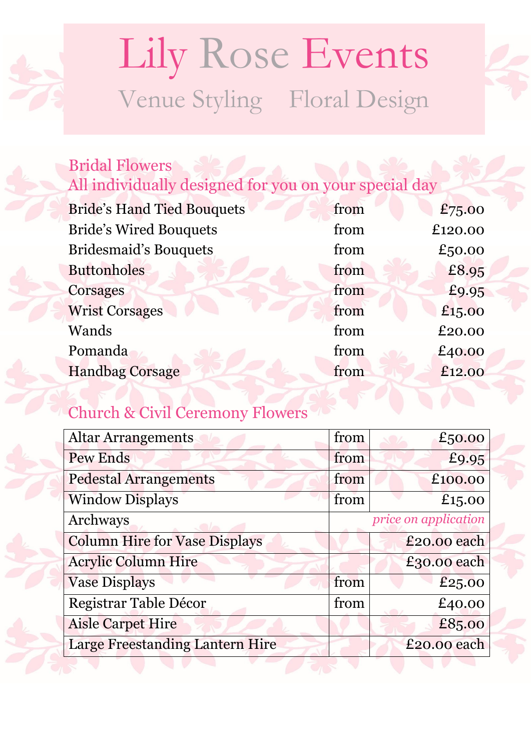# Lily Rose Events

Venue Styling Floral Design

## Bridal Flowers

All individually designed for you on your special day

| Item | | Price |
|---|---|---|
| Bride's Hand Tied Bouquets | from | £75.00 |
| Bride's Wired Bouquets | from | £120.00 |
| Bridesmaid's Bouquets | from | £50.00 |
| Buttonholes | from | £8.95 |
| Corsages | from | £9.95 |
| Wrist Corsages | from | £15.00 |
| Wands | from | £20.00 |
| Pomanda | from | £40.00 |
| Handbag Corsage | from | £12.00 |

## Church & Civil Ceremony Flowers

| Item | | Price |
|---|---|---|
| Altar Arrangements | from | £50.00 |
| Pew Ends | from | £9.95 |
| Pedestal Arrangements | from | £100.00 |
| Window Displays | from | £15.00 |
| Archways | | *price on application* |
| Column Hire for Vase Displays | | £20.00 each |
| Acrylic Column Hire | | £30.00 each |
| Vase Displays | from | £25.00 |
| Registrar Table Décor | from | £40.00 |
| Aisle Carpet Hire | | £85.00 |
| Large Freestanding Lantern Hire | | £20.00 each |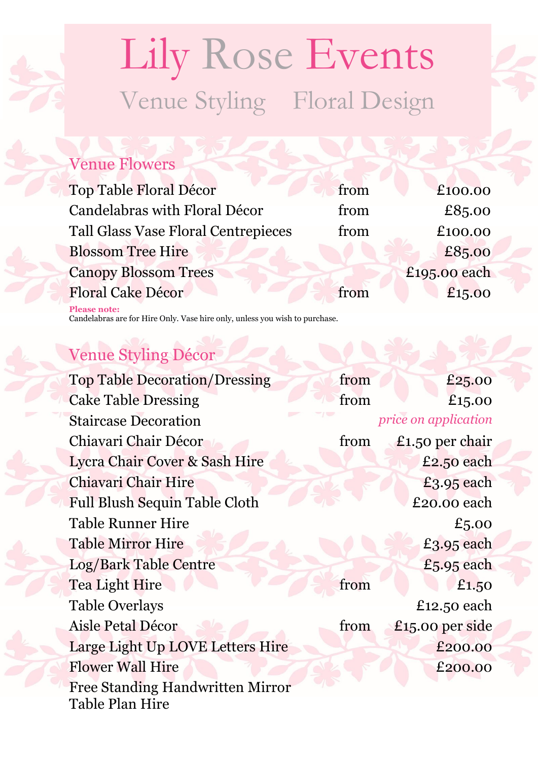# Lily Rose Events

## Venue Styling    Floral Design

### Venue Flowers

| Item | | Price |
|---|---|---|
| Top Table Floral Décor | from | £100.00 |
| Candelabras with Floral Décor | from | £85.00 |
| Tall Glass Vase Floral Centrepieces | from | £100.00 |
| Blossom Tree Hire | | £85.00 |
| Canopy Blossom Trees | | £195.00 each |
| Floral Cake Décor | from | £15.00 |

**Please note:**
Candelabras are for Hire Only. Vase hire only, unless you wish to purchase.

### Venue Styling Décor

| Item | | Price |
|---|---|---|
| Top Table Decoration/Dressing | from | £25.00 |
| Cake Table Dressing | from | £15.00 |
| Staircase Decoration | | *price on application* |
| Chiavari Chair Décor | from | £1.50 per chair |
| Lycra Chair Cover & Sash Hire | | £2.50 each |
| Chiavari Chair Hire | | £3.95 each |
| Full Blush Sequin Table Cloth | | £20.00 each |
| Table Runner Hire | | £5.00 |
| Table Mirror Hire | | £3.95 each |
| Log/Bark Table Centre | | £5.95 each |
| Tea Light Hire | from | £1.50 |
| Table Overlays | | £12.50 each |
| Aisle Petal Décor | from | £15.00 per side |
| Large Light Up LOVE Letters Hire | | £200.00 |
| Flower Wall Hire | | £200.00 |
| Free Standing Handwritten Mirror Table Plan Hire | | |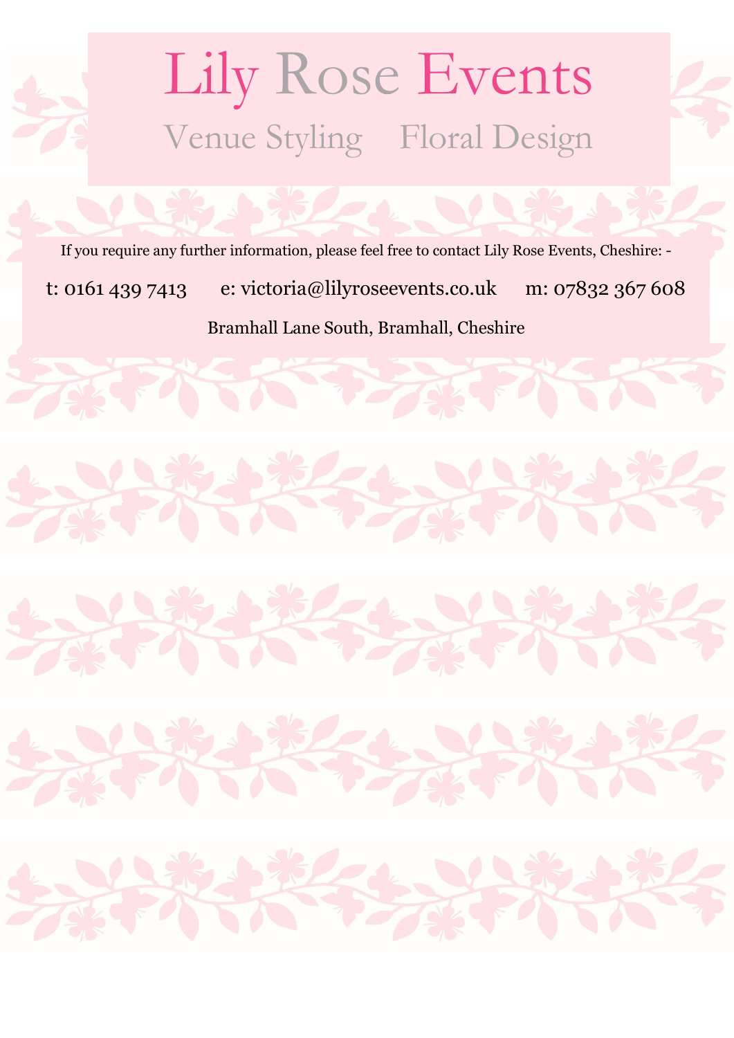# Lily Rose Events

## Venue Styling Floral Design

If you require any further information, please feel free to contact Lily Rose Events, Cheshire: -

t: 0161 439 7413 e: victoria@lilyroseevents.co.uk m: 07832 367 608

Bramhall Lane South, Bramhall, Cheshire